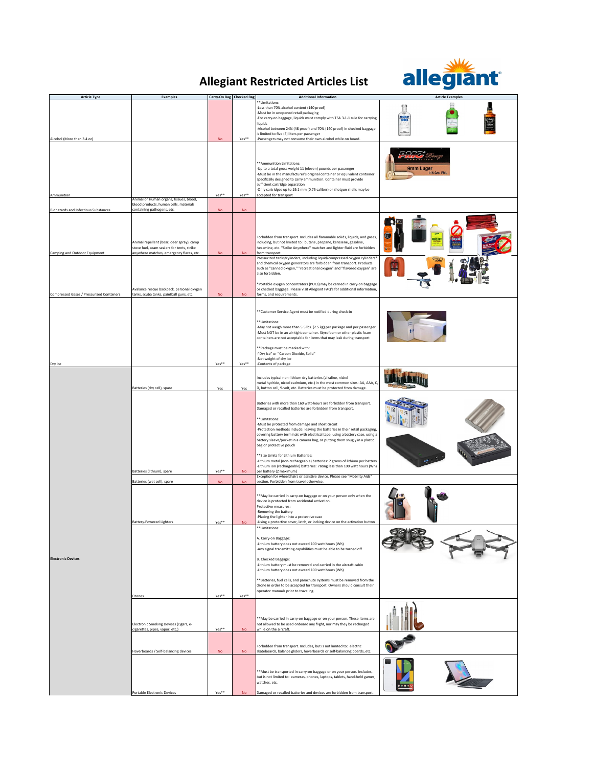# Allegiant Restricted Articles List

| Article Type | Examples | Carry-On Bag | Checked Bag | Additional Information | Article Examples |
|---|---|---|---|---|---|
| Alcohol (More than 3.4 oz) | | No | Yes** | **Limitations:<br>-Less than 70% alcohol content (140 proof)<br>-Must be in unopened retail packaging<br>-For carry-on baggage, liquids must comply with TSA 3-1-1 rule for carrying liquids<br>-Alcohol between 24% (48 proof) and 70% (140 proof) in checked baggage is limited to five (5) liters per passenger<br>-Passengers may not consume their own alcohol while on board. | |
| Ammunition | | Yes** | Yes** | **Ammunition Limitations:<br>-Up to a total gross weight 11 (eleven) pounds per passenger<br>-Must be in the manufacturer's original container or equivalent container specifically designed to carry ammunition. Container must provide sufficient cartridge separation<br>-Only cartridges up to 19.1 mm (0.75 caliber) or shotgun shells may be accepted for transport | |
| Biohazards and Infectious Substances | Animal or Human organs, tissues, blood, blood products, human cells, materials containing pathogens, etc. | No | No | | |
| Camping and Outdoor Equipment | Animal repellent (bear, deer spray), camp stove fuel, seam sealers for tents, strike anywhere matches, emergency flares, etc. | No | No | Forbidden from transport. Includes all flammable solids, liquids, and gases, including, but not limited to: butane, propane, kerosene, gasoline, hexamine, etc. "Strike Anywhere" matches and lighter fluid are forbidden from transport. | |
| Compressed Gases / Pressurized Containers | Avalance rescue backpack, personal oxygen tanks, scuba tanks, paintball guns, etc. | No | No | Pressurized tanks/cylinders, including liquid/compressed oxygen cylinders* and chemical oxygen generators are forbidden from transport. Products such as "canned oxygen," "recreational oxygen" and "flavored oxygen" are also forbidden.<br><br>*Portable oxygen concentrators (POCs) may be carried in carry-on baggage or checked baggage. Please visit Allegiant FAQ's for additional information, forms, and requirements. | |
| Dry Ice | | Yes** | Yes** | **Customer Service Agent must be notified during check-in<br><br>**Limitations:<br>-May not weigh more than 5.5 lbs. (2.5 kg) per package and per passenger<br>-Must NOT be in an air-tight container. Styrofoam or other plastic foam containers are not acceptable for items that may leak during transport<br><br>**Package must be marked with:<br>-"Dry Ice" or "Carbon Dioxide, Solid"<br>-Net weight of dry ice<br>-Contents of package | |
| Electronic Devices | Batteries (dry cell), spare | Yes | Yes | Includes typical non-lithium dry batteries (alkaline, nickel metal hydride, nickel cadmium, etc.) in the most common sizes: AA, AAA, C, D, button cell, 9-volt, etc. Batteries must be protected from damage. | |
| | Batteries (lithium), spare | Yes** | No | Batteries with more than 160 watt-hours are forbidden from transport. Damaged or recalled batteries are forbidden from transport.<br><br>**Limitations:<br>-Must be protected from damage and short circuit<br>-Protection methods include: leaving the batteries in their retail packaging, covering battery terminals with electrical tape, using a battery case, using a battery sleeve/pocket in a camera bag, or putting them snugly in a plastic bag or protective pouch<br><br>**Size Limits for Lithium Batteries:<br>-Lithium metal (non-rechargeable) batteries: 2 grams of lithium per battery<br>-Lithium ion (rechargeable) batteries: rating less than 100 watt hours (Wh) per battery (2 maximum) | |
| | Batteries (wet cell), spare | No | No | Exception for wheelchairs or assistive device. Please see "Mobility Aids" section. Forbidden from travel otherwise. | |
| | Battery-Powered Lighters | Yes** | No | **May be carried in carry-on baggage or on your person only when the device is protected from accidental activation.<br>Protective measures:<br>-Removing the battery<br>-Placing the lighter into a protective case<br>-Using a protective cover, latch, or locking device on the activation button | |
| | Drones | Yes** | Yes** | **Limitations:<br><br>A. Carry-on Baggage:<br>-Lithium battery does not exceed 100 watt hours (Wh)<br>-Any signal transmitting capabilities must be able to be turned off<br><br>B. Checked Baggage:<br>-Lithium battery must be removed and carried in the aircraft cabin<br>-Lithium battery does not exceed 100 watt hours (Wh)<br><br>**Batteries, fuel cells, and parachute systems must be removed from the drone in order to be accepted for transport. Owners should consult their operator manuals prior to traveling. | |
| | Electronic Smoking Devices (cigars, e-cigarettes, pipes, vapor, etc.) | Yes** | No | **May be carried in carry-on baggage or on your person. These items are not allowed to be used onboard any flight, nor may they be recharged while on the aircraft. | |
| | Hoverboards / Self-balancing devices | No | No | Forbidden from transport. Includes, but is not limited to: electric skateboards, balance gliders, hoverboards or self-balancing boards, etc. | |
| | Portable Electronic Devices | Yes** | No | **Must be transported in carry-on baggage or on your person. Includes, but is not limited to: cameras, phones, laptops, tablets, hand-held games, watches, etc.<br><br>Damaged or recalled batteries and devices are forbidden from transport. | |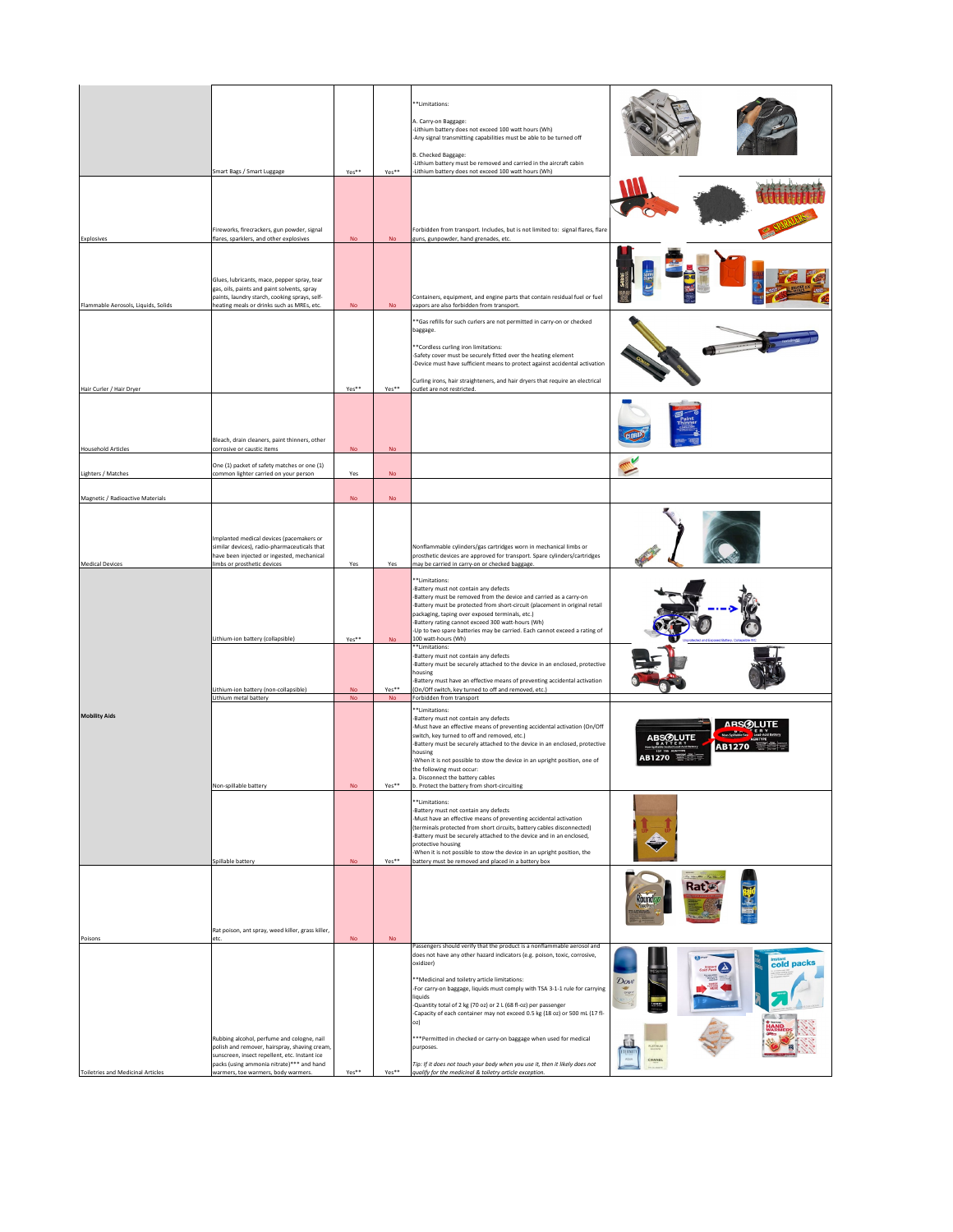| | | | | | |
|---|---|---|---|---|---|
| | Smart Bags / Smart Luggage | Yes** | Yes** | **Limitations:<br>A. Carry-on Baggage:<br>-Lithium battery does not exceed 100 watt hours (Wh)<br>-Any signal transmitting capabilities must be able to be turned off<br>B. Checked Baggage:<br>-Lithium battery must be removed and carried in the aircraft cabin<br>-Lithium battery does not exceed 100 watt hours (Wh) | |
| Explosives | Fireworks, firecrackers, gun powder, signal flares, sparklers, and other explosives | No | No | Forbidden from transport. Includes, but is not limited to: signal flares, flare guns, gunpowder, hand grenades, etc. | |
| Flammable Aerosols, Liquids, Solids | Glues, lubricants, mace, pepper spray, tear gas, oils, paints and paint solvents, spray paints, laundry starch, cooking sprays, self-heating meals or drinks such as MREs, etc. | No | No | Containers, equipment, and engine parts that contain residual fuel or fuel vapors are also forbidden from transport. | |
| Hair Curler / Hair Dryer | | Yes** | Yes** | **Gas refills for such curlers are not permitted in carry-on or checked baggage.<br>**Cordless curling iron limitations:<br>-Safety cover must be securely fitted over the heating element<br>-Device must have sufficient means to protect against accidental activation<br>Curling irons, hair straighteners, and hair dryers that require an electrical outlet are not restricted. | |
| Household Articles | Bleach, drain cleaners, paint thinners, other corrosive or caustic items | No | No | | |
| Lighters / Matches | One (1) packet of safety matches or one (1) common lighter carried on your person | Yes | No | | |
| Magnetic / Radioactive Materials | | No | No | | |
| Medical Devices | Implanted medical devices (pacemakers or similar devices), radio-pharmaceuticals that have been injected or ingested, mechanical limbs or prosthetic devices | Yes | Yes | Nonflammable cylinders/gas cartridges worn in mechanical limbs or prosthetic devices are approved for transport. Spare cylinders/cartridges may be carried in carry-on or checked baggage. | |
| Mobility Aids | Lithium-ion battery (collapsible) | Yes** | No | **Limitations:<br>-Battery must not contain any defects<br>-Battery must be removed from the device and carried as a carry-on<br>-Battery must be protected from short-circuit (placement in original retail packaging, taping over exposed terminals, etc.)<br>-Battery rating cannot exceed 300 watt-hours (Wh)<br>-Up to two spare batteries may be carried. Each cannot exceed a rating of 100 watt-hours (Wh) | Unaffected and Exposed Battery: Collapsible WC |
| | Lithium-ion battery (non-collapsible) | No | Yes** | **Limitations:<br>-Battery must not contain any defects<br>-Battery must be securely attached to the device in an enclosed, protective housing<br>-Battery must have an effective means of preventing accidental activation (On/Off switch, key turned to off and removed, etc.) | |
| | Lithium metal battery | No | No | Forbidden from transport | |
| | Non-spillable battery | No | Yes** | **Limitations:<br>-Battery must not contain any defects<br>-Must have an effective means of preventing accidental activation (On/Off switch, key turned to off and removed, etc.)<br>-Battery must be securely attached to the device in an enclosed, protective housing<br>-When it is not possible to stow the device in an upright position, one of the following must occur:<br>a. Disconnect the battery cables<br>b. Protect the battery from short-circuiting | |
| | Spillable battery | No | Yes** | **Limitations:<br>-Battery must not contain any defects<br>-Must have an effective means of preventing accidental activation (terminals protected from short circuits, battery cables disconnected)<br>-Battery must be securely attached to the device and in an enclosed, protective housing<br>-When it is not possible to stow the device in an upright position, the battery must be removed and placed in a battery box | |
| Poisons | Rat poison, ant spray, weed killer, grass killer, etc. | No | No | | |
| Toiletries and Medicinal Articles | Rubbing alcohol, perfume and cologne, nail polish and remover, hairspray, shaving cream, sunscreen, insect repellent, etc. Instant ice packs (using ammonia nitrate)*** and hand warmers, toe warmers, body warmers. | Yes** | Yes** | Passengers should verify that the product is a nonflammable aerosol and does not have any other hazard indicators (e.g. poison, toxic, corrosive, oxidizer)<br>**Medicinal and toiletry article limitations:<br>-For carry-on baggage, liquids must comply with TSA 3-1-1 rule for carrying liquids<br>-Quantity total of 2 kg (70 oz) or 2 L (68 fl-oz) per passenger<br>-Capacity of each container may not exceed 0.5 kg (18 oz) or 500 mL (17 fl-oz)<br>***Permitted in checked or carry-on baggage when used for medical purposes.<br>*Tip: If it does not touch your body when you use it, then it likely does not qualify for the medicinal & toiletry article exception.* | |